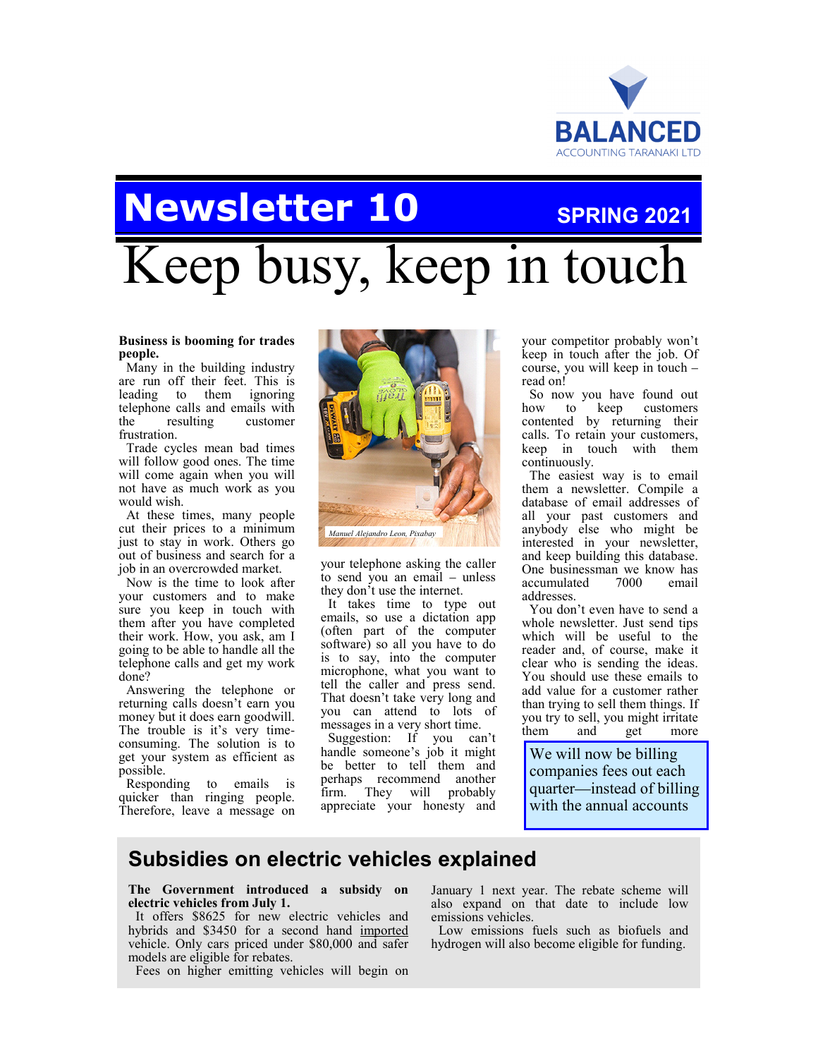BALANCED

ACCOUNTING TARANAKI LTD

# Newsletter 10

**SPRING 2021**

# Keep busy, keep in touch

**Business is booming for trades people.**

Many in the building industry are run off their feet. This is leading to them ignoring telephone calls and emails with the resulting customer frustration.

Trade cycles mean bad times will follow good ones. The time will come again when you will not have as much work as you would wish.

At these times, many people cut their prices to a minimum just to stay in work. Others go out of business and search for a job in an overcrowded market.

Now is the time to look after your customers and to make sure you keep in touch with them after you have completed their work. How, you ask, am I going to be able to handle all the telephone calls and get my work done?

Answering the telephone or returning calls doesn't earn you money but it does earn goodwill. The trouble is it's very time-consuming. The solution is to get your system as efficient as possible.

Responding to emails is quicker than ringing people. Therefore, leave a message on your telephone asking the caller to send you an email – unless they don't use the internet.

*Manuel Alejandro Leon, Pixabay*

It takes time to type out emails, so use a dictation app (often part of the computer software) so all you have to do is to say, into the computer microphone, what you want to tell the caller and press send. That doesn't take very long and you can attend to lots of messages in a very short time.

Suggestion: If you can't handle someone's job it might be better to tell them and perhaps recommend another firm. They will probably appreciate your honesty and your competitor probably won't keep in touch after the job. Of course, you will keep in touch – read on!

So now you have found out how to keep customers contented by returning their calls. To retain your customers, keep in touch with them continuously.

The easiest way is to email them a newsletter. Compile a database of email addresses of all your past customers and anybody else who might be interested in your newsletter, and keep building this database. One businessman we know has accumulated 7000 email addresses.

You don't even have to send a whole newsletter. Just send tips which will be useful to the reader and, of course, make it clear who is sending the ideas. You should use these emails to add value for a customer rather than trying to sell them things. If you try to sell, you might irritate them and get more

We will now be billing companies fees out each quarter—instead of billing with the annual accounts

## Subsidies on electric vehicles explained

**The Government introduced a subsidy on electric vehicles from July 1.**

It offers $8625 for new electric vehicles and hybrids and $3450 for a second hand imported vehicle. Only cars priced under $80,000 and safer models are eligible for rebates.

Fees on higher emitting vehicles will begin on January 1 next year. The rebate scheme will also expand on that date to include low emissions vehicles.

Low emissions fuels such as biofuels and hydrogen will also become eligible for funding.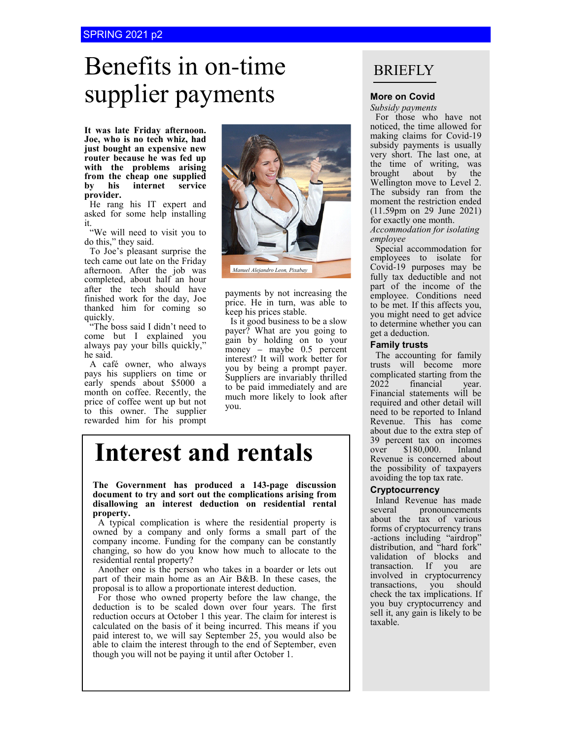# Benefits in on-time supplier payments

**It was late Friday afternoon. Joe, who is no tech whiz, had just bought an expensive new router because he was fed up with the problems arising from the cheap one supplied by his internet service provider.**

He rang his IT expert and asked for some help installing it.

"We will need to visit you to do this," they said.

To Joe's pleasant surprise the tech came out late on the Friday afternoon. After the job was completed, about half an hour after the tech should have finished work for the day, Joe thanked him for coming so quickly.

"The boss said I didn't need to come but I explained you always pay your bills quickly," he said.

A café owner, who always pays his suppliers on time or early spends about $5000 a month on coffee. Recently, the price of coffee went up but not to this owner. The supplier rewarded him for his prompt payments by not increasing the price. He in turn, was able to keep his prices stable.

Is it good business to be a slow payer? What are you going to gain by holding on to your money – maybe 0.5 percent interest? It will work better for you by being a prompt payer. Suppliers are invariably thrilled to be paid immediately and are much more likely to look after you.

Manuel Alejandro Leon, Pixabay

# Interest and rentals

**The Government has produced a 143-page discussion document to try and sort out the complications arising from disallowing an interest deduction on residential rental property.**

A typical complication is where the residential property is owned by a company and only forms a small part of the company income. Funding for the company can be constantly changing, so how do you know how much to allocate to the residential rental property?

Another one is the person who takes in a boarder or lets out part of their main home as an Air B&B. In these cases, the proposal is to allow a proportionate interest deduction.

For those who owned property before the law change, the deduction is to be scaled down over four years. The first reduction occurs at October 1 this year. The claim for interest is calculated on the basis of it being incurred. This means if you paid interest to, we will say September 25, you would also be able to claim the interest through to the end of September, even though you will not be paying it until after October 1.

# BRIEFLY

### More on Covid

*Subsidy payments*

For those who have not noticed, the time allowed for making claims for Covid-19 subsidy payments is usually very short. The last one, at the time of writing, was brought about by the Wellington move to Level 2. The subsidy ran from the moment the restriction ended (11.59pm on 29 June 2021) for exactly one month.

*Accommodation for isolating employee*

Special accommodation for employees to isolate for Covid-19 purposes may be fully tax deductible and not part of the income of the employee. Conditions need to be met. If this affects you, you might need to get advice to determine whether you can get a deduction.

### Family trusts

The accounting for family trusts will become more complicated starting from the 2022 financial year. Financial statements will be required and other detail will need to be reported to Inland Revenue. This has come about due to the extra step of 39 percent tax on incomes over $180,000. Inland Revenue is concerned about the possibility of taxpayers avoiding the top tax rate.

### Cryptocurrency

Inland Revenue has made several pronouncements about the tax of various forms of cryptocurrency transactions including "airdrop" distribution, and "hard fork" validation of blocks and transaction. If you are involved in cryptocurrency transactions, you should check the tax implications. If you buy cryptocurrency and sell it, any gain is likely to be taxable.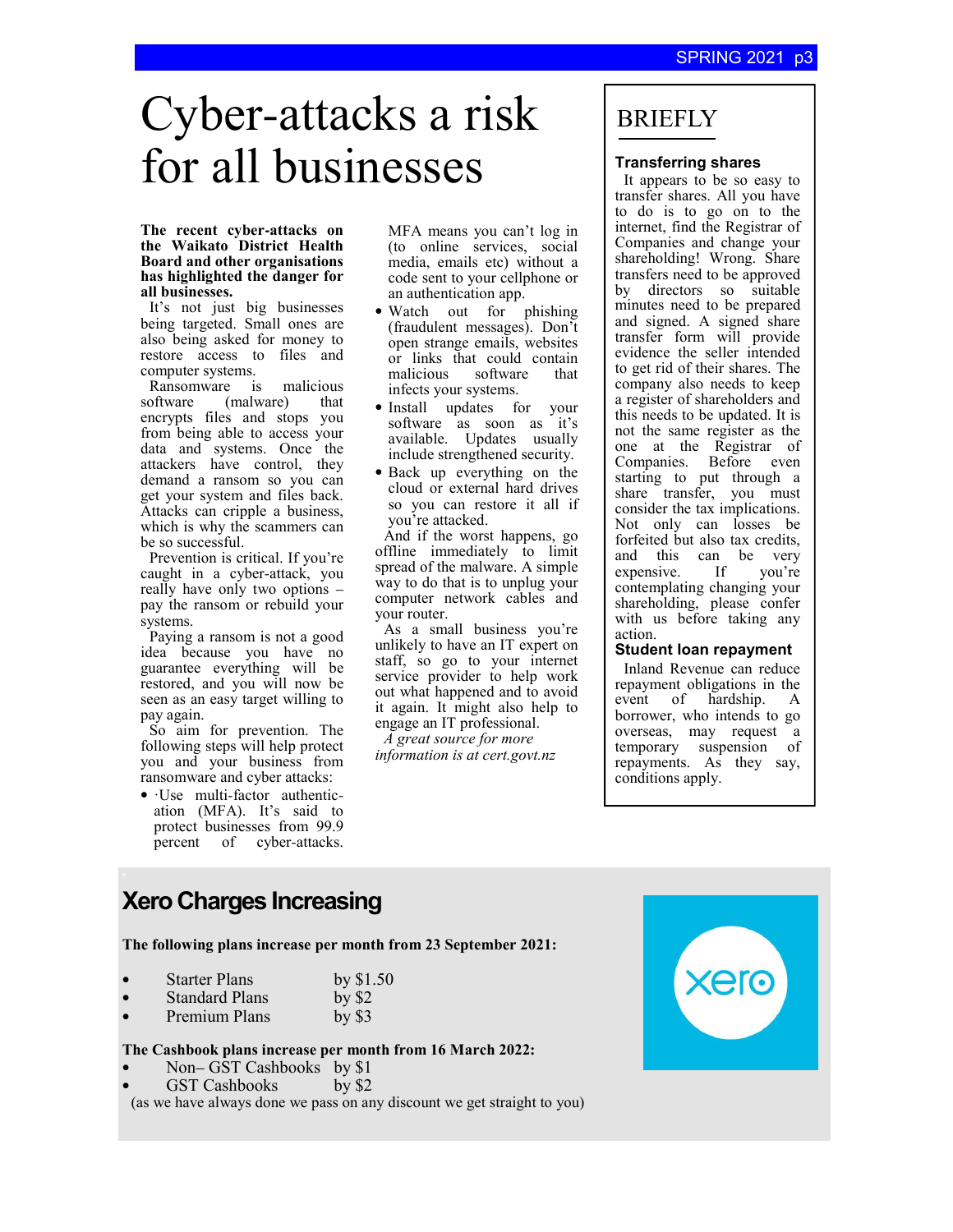// Cyber-attacks a risk for all businesses

# Cyber-attacks a risk for all businesses

**The recent cyber-attacks on the Waikato District Health Board and other organisations has highlighted the danger for all businesses.**

It's not just big businesses being targeted. Small ones are also being asked for money to restore access to files and computer systems.

Ransomware is malicious software (malware) that encrypts files and stops you from being able to access your data and systems. Once the attackers have control, they demand a ransom so you can get your system and files back. Attacks can cripple a business, which is why the scammers can be so successful.

Prevention is critical. If you're caught in a cyber-attack, you really have only two options – pay the ransom or rebuild your systems.

Paying a ransom is not a good idea because you have no guarantee everything will be restored, and you will now be seen as an easy target willing to pay again.

So aim for prevention. The following steps will help protect you and your business from ransomware and cyber attacks:

- ·Use multi-factor authentication (MFA). It's said to protect businesses from 99.9 percent of cyber-attacks. MFA means you can't log in (to online services, social media, emails etc) without a code sent to your cellphone or an authentication app.
- Watch out for phishing (fraudulent messages). Don't open strange emails, websites or links that could contain malicious software that infects your systems.
- Install updates for your software as soon as it's available. Updates usually include strengthened security.
- Back up everything on the cloud or external hard drives so you can restore it all if you're attacked.

And if the worst happens, go offline immediately to limit spread of the malware. A simple way to do that is to unplug your computer network cables and your router.

As a small business you're unlikely to have an IT expert on staff, so go to your internet service provider to help work out what happened and to avoid it again. It might also help to engage an IT professional.

*A great source for more information is at cert.govt.nz*

## BRIEFLY

### Transferring shares

It appears to be so easy to transfer shares. All you have to do is to go on to the internet, find the Registrar of Companies and change your shareholding! Wrong. Share transfers need to be approved by directors so suitable minutes need to be prepared and signed. A signed share transfer form will provide evidence the seller intended to get rid of their shares. The company also needs to keep a register of shareholders and this needs to be updated. It is not the same register as the one at the Registrar of Companies. Before even starting to put through a share transfer, you must consider the tax implications. Not only can losses be forfeited but also tax credits, and this can be very expensive. If you're contemplating changing your shareholding, please confer with us before taking any action.

### Student loan repayment

Inland Revenue can reduce repayment obligations in the event of hardship. A borrower, who intends to go overseas, may request a temporary suspension of repayments. As they say, conditions apply.

## Xero Charges Increasing

**The following plans increase per month from 23 September 2021:**

- Starter Plans by $1.50
- Standard Plans by $2
- Premium Plans by $3

**The Cashbook plans increase per month from 16 March 2022:**

- Non– GST Cashbooks by $1
- GST Cashbooks by $2

(as we have always done we pass on any discount we get straight to you)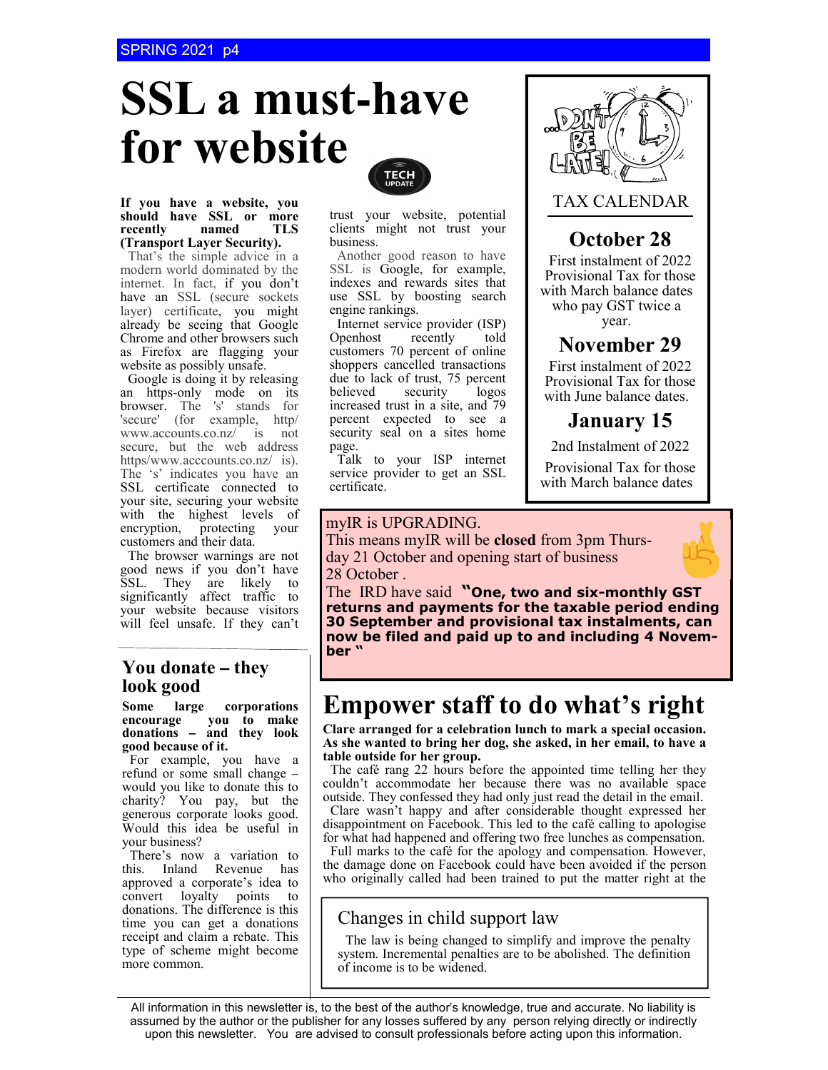# SSL a must-have for website

TECH UPDATE

**If you have a website, you should have SSL or more recently named TLS (Transport Layer Security).**

That's the simple advice in a modern world dominated by the internet. In fact, if you don't have an SSL (secure sockets layer) certificate, you might already be seeing that Google Chrome and other browsers such as Firefox are flagging your website as possibly unsafe.

Google is doing it by releasing an https-only mode on its browser. The 's' stands for 'secure' (for example, http/www.accounts.co.nz/ is not secure, but the web address https/www.acccounts.co.nz/ is). The 's' indicates you have an SSL certificate connected to your site, securing your website with the highest levels of encryption, protecting your customers and their data.

The browser warnings are not good news if you don't have SSL. They are likely to significantly affect traffic to your website because visitors will feel unsafe. If they can't trust your website, potential clients might not trust your business.

Another good reason to have SSL is Google, for example, indexes and rewards sites that use SSL by boosting search engine rankings.

Internet service provider (ISP) Openhost recently told customers 70 percent of online shoppers cancelled transactions due to lack of trust, 75 percent believed security logos increased trust in a site, and 79 percent expected to see a security seal on a sites home page.

Talk to your ISP internet service provider to get an SSL certificate.

## ...DON'T BE LATE!

TAX CALENDAR

### October 28

First instalment of 2022 Provisional Tax for those with March balance dates who pay GST twice a year.

### November 29

First instalment of 2022 Provisional Tax for those with June balance dates.

### January 15

2nd Instalment of 2022

Provisional Tax for those with March balance dates

myIR is UPGRADING.
This means myIR will be **closed** from 3pm Thursday 21 October and opening start of business 28 October .

The IRD have said **"One, two and six-monthly GST returns and payments for the taxable period ending 30 September and provisional tax instalments, can now be filed and paid up to and including 4 November "**

## You donate – they look good

**Some large corporations encourage you to make donations – and they look good because of it.**

For example, you have a refund or some small change – would you like to donate this to charity? You pay, but the generous corporate looks good. Would this idea be useful in your business?

There's now a variation to this. Inland Revenue has approved a corporate's idea to convert loyalty points to donations. The difference is this time you can get a donations receipt and claim a rebate. This type of scheme might become more common.

# Empower staff to do what's right

**Clare arranged for a celebration lunch to mark a special occasion. As she wanted to bring her dog, she asked, in her email, to have a table outside for her group.**

The café rang 22 hours before the appointed time telling her they couldn't accommodate her because there was no available space outside. They confessed they had only just read the detail in the email.

Clare wasn't happy and after considerable thought expressed her disappointment on Facebook. This led to the café calling to apologise for what had happened and offering two free lunches as compensation.

Full marks to the café for the apology and compensation. However, the damage done on Facebook could have been avoided if the person who originally called had been trained to put the matter right at the

## Changes in child support law

The law is being changed to simplify and improve the penalty system. Incremental penalties are to be abolished. The definition of income is to be widened.

All information in this newsletter is, to the best of the author's knowledge, true and accurate. No liability is assumed by the author or the publisher for any losses suffered by any person relying directly or indirectly upon this newsletter. You are advised to consult professionals before acting upon this information.